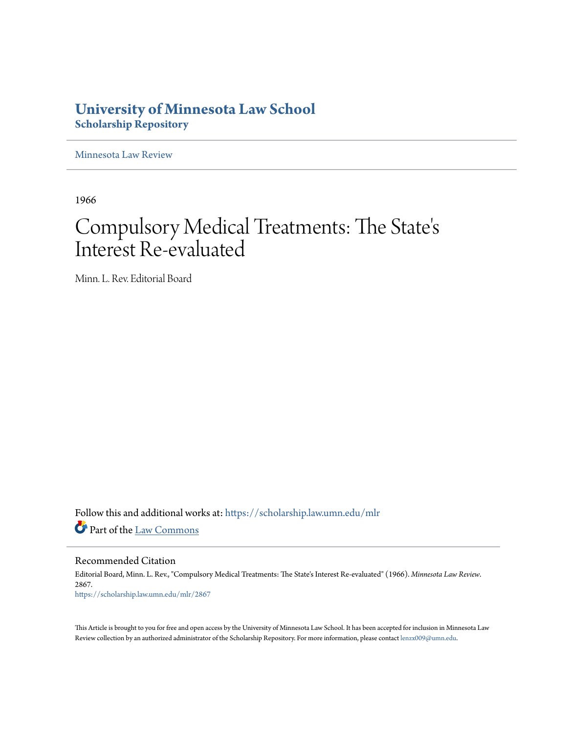# University of Minnesota Law School
## Scholarship Repository

Minnesota Law Review

1966

# Compulsory Medical Treatments: The State's Interest Re-evaluated

Minn. L. Rev. Editorial Board

Follow this and additional works at: https://scholarship.law.umn.edu/mlr

Part of the Law Commons

### Recommended Citation

Editorial Board, Minn. L. Rev., "Compulsory Medical Treatments: The State's Interest Re-evaluated" (1966). *Minnesota Law Review*. 2867.
https://scholarship.law.umn.edu/mlr/2867

This Article is brought to you for free and open access by the University of Minnesota Law School. It has been accepted for inclusion in Minnesota Law Review collection by an authorized administrator of the Scholarship Repository. For more information, please contact lenzx009@umn.edu.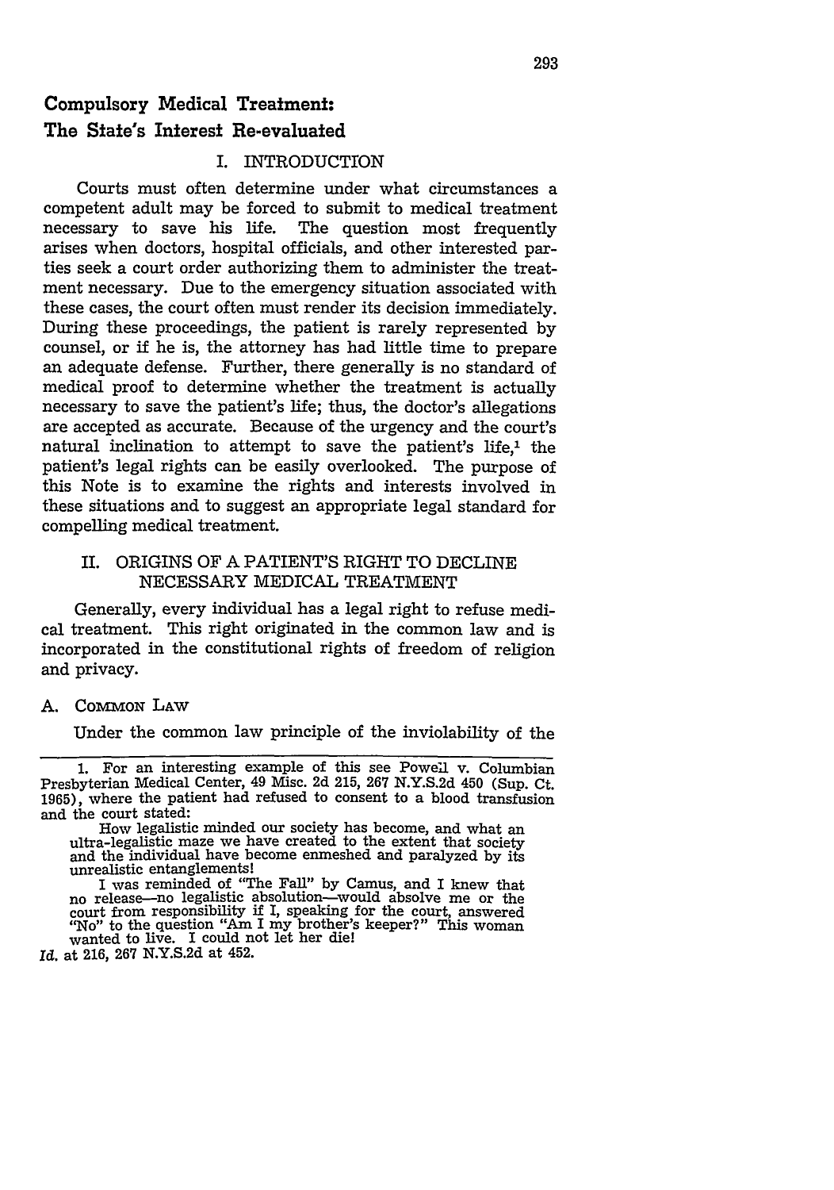# Compulsory Medical Treatment: The State's Interest Re-evaluated

## I. INTRODUCTION

Courts must often determine under what circumstances a competent adult may be forced to submit to medical treatment necessary to save his life. The question most frequently arises when doctors, hospital officials, and other interested parties seek a court order authorizing them to administer the treatment necessary. Due to the emergency situation associated with these cases, the court often must render its decision immediately. During these proceedings, the patient is rarely represented by counsel, or if he is, the attorney has had little time to prepare an adequate defense. Further, there generally is no standard of medical proof to determine whether the treatment is actually necessary to save the patient's life; thus, the doctor's allegations are accepted as accurate. Because of the urgency and the court's natural inclination to attempt to save the patient's life,[1] the patient's legal rights can be easily overlooked. The purpose of this Note is to examine the rights and interests involved in these situations and to suggest an appropriate legal standard for compelling medical treatment.

## II. ORIGINS OF A PATIENT'S RIGHT TO DECLINE NECESSARY MEDICAL TREATMENT

Generally, every individual has a legal right to refuse medical treatment. This right originated in the common law and is incorporated in the constitutional rights of freedom of religion and privacy.

### A. COMMON LAW

Under the common law principle of the inviolability of the

---

1. For an interesting example of this see Powell v. Columbian Presbyterian Medical Center, 49 Misc. 2d 215, 267 N.Y.S.2d 450 (Sup. Ct. 1965), where the patient had refused to consent to a blood transfusion and the court stated:

> How legalistic minded our society has become, and what an ultra-legalistic maze we have created to the extent that society and the individual have become enmeshed and paralyzed by its unrealistic entanglements!
>
> I was reminded of "The Fall" by Camus, and I knew that no release—no legalistic absolution—would absolve me or the court from responsibility if I, speaking for the court, answered "No" to the question "Am I my brother's keeper?" This woman wanted to live. I could not let her die!

*Id.* at 216, 267 N.Y.S.2d at 452.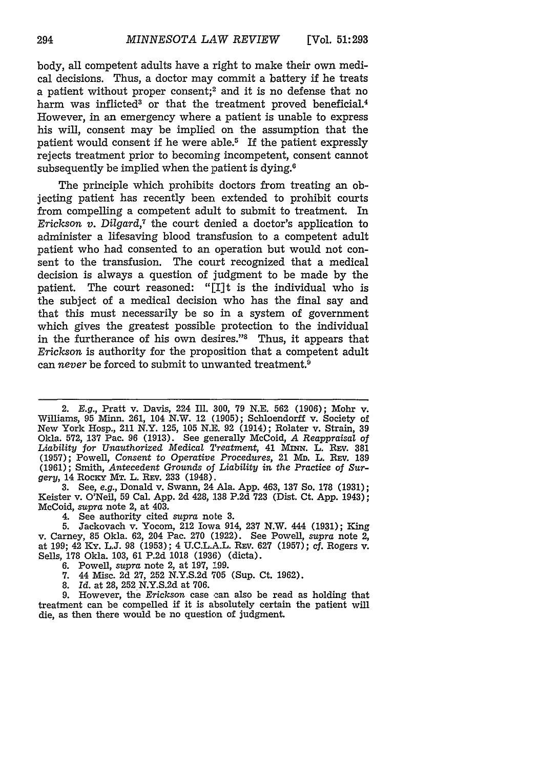body, all competent adults have a right to make their own medical decisions. Thus, a doctor may commit a battery if he treats a patient without proper consent;[2] and it is no defense that no harm was inflicted[3] or that the treatment proved beneficial.[4] However, in an emergency where a patient is unable to express his will, consent may be implied on the assumption that the patient would consent if he were able.[5] If the patient expressly rejects treatment prior to becoming incompetent, consent cannot subsequently be implied when the patient is dying.[6]

The principle which prohibits doctors from treating an objecting patient has recently been extended to prohibit courts from compelling a competent adult to submit to treatment. In *Erickson v. Dilgard*,[7] the court denied a doctor's application to administer a lifesaving blood transfusion to a competent adult patient who had consented to an operation but would not consent to the transfusion. The court recognized that a medical decision is always a question of judgment to be made by the patient. The court reasoned: "[I]t is the individual who is the subject of a medical decision who has the final say and that this must necessarily be so in a system of government which gives the greatest possible protection to the individual in the furtherance of his own desires."[8] Thus, it appears that *Erickson* is authority for the proposition that a competent adult can *never* be forced to submit to unwanted treatment.[9]

---

2. *E.g.*, Pratt v. Davis, 224 Ill. 300, 79 N.E. 562 (1906); Mohr v. Williams, 95 Minn. 261, 104 N.W. 12 (1905); Schloendorff v. Society of New York Hosp., 211 N.Y. 125, 105 N.E. 92 (1914); Rolater v. Strain, 39 Okla. 572, 137 Pac. 96 (1913). See generally McCoid, *A Reappraisal of Liability for Unauthorized Medical Treatment*, 41 MINN. L. REV. 381 (1957); Powell, *Consent to Operative Procedures*, 21 MD. L. REV. 189 (1961); Smith, *Antecedent Grounds of Liability in the Practice of Surgery*, 14 ROCKY MT. L. REV. 233 (1948).

3. See, *e.g.*, Donald v. Swann, 24 Ala. App. 463, 137 So. 178 (1931); Keister v. O'Neil, 59 Cal. App. 2d 428, 138 P.2d 723 (Dist. Ct. App. 1943); McCoid, *supra* note 2, at 403.

4. See authority cited *supra* note 3.

5. Jackovach v. Yocom, 212 Iowa 914, 237 N.W. 444 (1931); King v. Carney, 85 Okla. 62, 204 Pac. 270 (1922). See Powell, *supra* note 2, at 199; 42 KY. L.J. 98 (1953); 4 U.C.L.A.L. REV. 627 (1957); *cf.* Rogers v. Sells, 178 Okla. 103, 61 P.2d 1018 (1936) (dicta).

6. Powell, *supra* note 2, at 197, 199.

7. 44 Misc. 2d 27, 252 N.Y.S.2d 705 (Sup. Ct. 1962).

8. *Id.* at 28, 252 N.Y.S.2d at 706.

9. However, the *Erickson* case can also be read as holding that treatment can be compelled if it is absolutely certain the patient will die, as then there would be no question of judgment.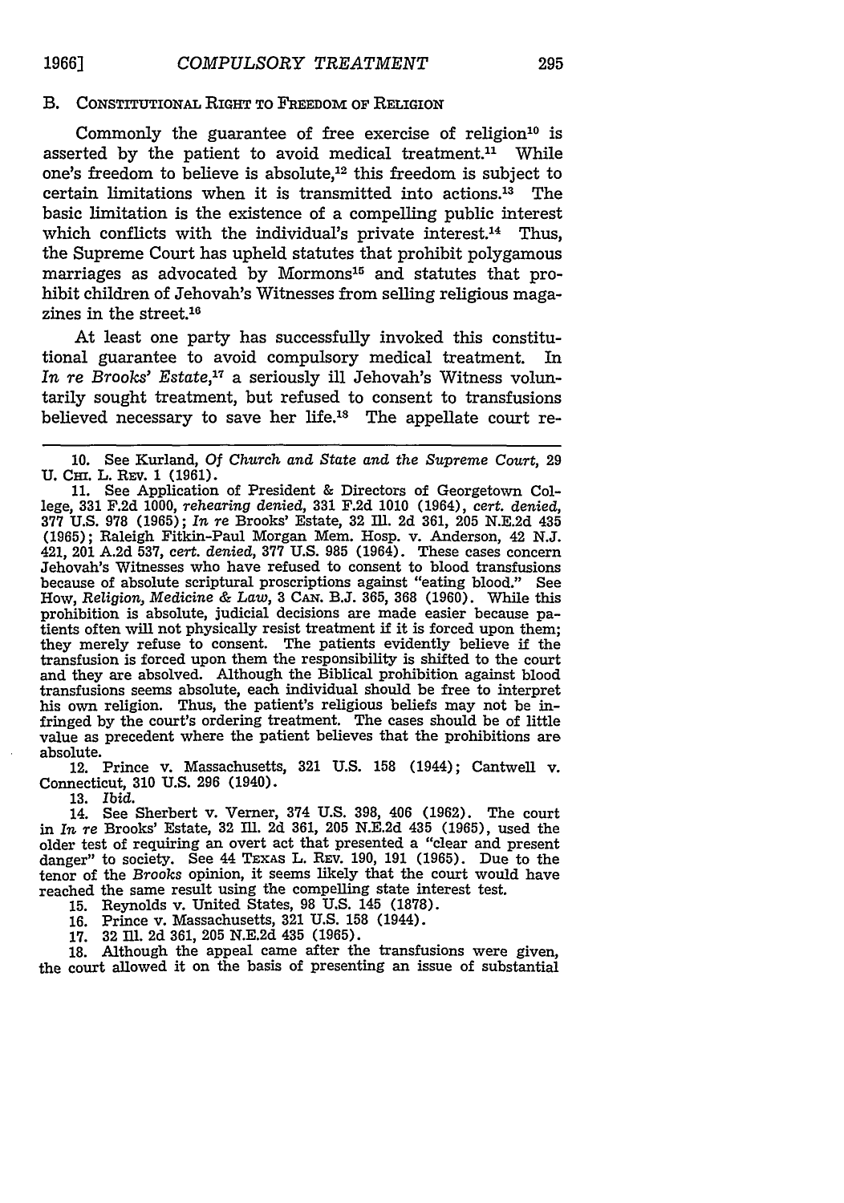## B. Constitutional Right to Freedom of Religion

Commonly the guarantee of free exercise of religion[10] is asserted by the patient to avoid medical treatment.[11] While one's freedom to believe is absolute,[12] this freedom is subject to certain limitations when it is transmitted into actions.[13] The basic limitation is the existence of a compelling public interest which conflicts with the individual's private interest.[14] Thus, the Supreme Court has upheld statutes that prohibit polygamous marriages as advocated by Mormons[15] and statutes that prohibit children of Jehovah's Witnesses from selling religious magazines in the street.[16]

At least one party has successfully invoked this constitutional guarantee to avoid compulsory medical treatment. In *In re Brooks' Estate*,[17] a seriously ill Jehovah's Witness voluntarily sought treatment, but refused to consent to transfusions believed necessary to save her life.[18] The appellate court re-

---

10. See Kurland, *Of Church and State and the Supreme Court*, 29 U. Chi. L. Rev. 1 (1961).

11. See Application of President & Directors of Georgetown College, 331 F.2d 1000, *rehearing denied*, 331 F.2d 1010 (1964), *cert. denied*, 377 U.S. 978 (1965); *In re* Brooks' Estate, 32 Ill. 2d 361, 205 N.E.2d 435 (1965); Raleigh Fitkin-Paul Morgan Mem. Hosp. v. Anderson, 42 N.J. 421, 201 A.2d 537, *cert. denied*, 377 U.S. 985 (1964). These cases concern Jehovah's Witnesses who have refused to consent to blood transfusions because of absolute scriptural proscriptions against "eating blood." See How, *Religion, Medicine & Law*, 3 Can. B.J. 365, 368 (1960). While this prohibition is absolute, judicial decisions are made easier because patients often will not physically resist treatment if it is forced upon them; they merely refuse to consent. The patients evidently believe if the transfusion is forced upon them the responsibility is shifted to the court and they are absolved. Although the Biblical prohibition against blood transfusions seems absolute, each individual should be free to interpret his own religion. Thus, the patient's religious beliefs may not be infringed by the court's ordering treatment. The cases should be of little value as precedent where the patient believes that the prohibitions are absolute.

12. Prince v. Massachusetts, 321 U.S. 158 (1944); Cantwell v. Connecticut, 310 U.S. 296 (1940).

13. *Ibid.*

14. See Sherbert v. Verner, 374 U.S. 398, 406 (1962). The court in *In re* Brooks' Estate, 32 Ill. 2d 361, 205 N.E.2d 435 (1965), used the older test of requiring an overt act that presented a "clear and present danger" to society. See 44 Texas L. Rev. 190, 191 (1965). Due to the tenor of the *Brooks* opinion, it seems likely that the court would have reached the same result using the compelling state interest test.

15. Reynolds v. United States, 98 U.S. 145 (1878).

16. Prince v. Massachusetts, 321 U.S. 158 (1944).

17. 32 Ill. 2d 361, 205 N.E.2d 435 (1965).

18. Although the appeal came after the transfusions were given, the court allowed it on the basis of presenting an issue of substantial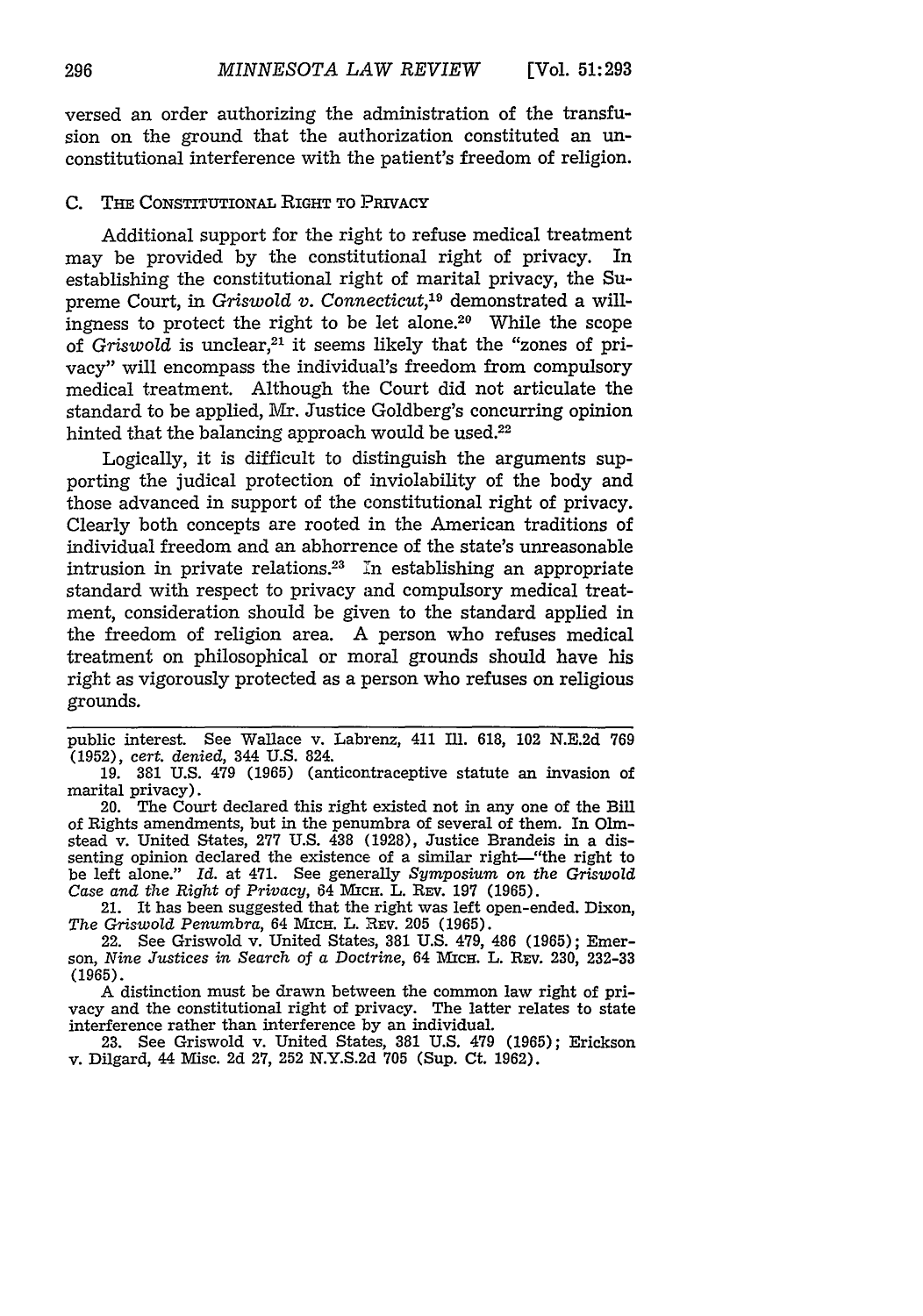versed an order authorizing the administration of the transfusion on the ground that the authorization constituted an unconstitutional interference with the patient's freedom of religion.

### C. THE CONSTITUTIONAL RIGHT TO PRIVACY

Additional support for the right to refuse medical treatment may be provided by the constitutional right of privacy. In establishing the constitutional right of marital privacy, the Supreme Court, in *Griswold v. Connecticut*,[19] demonstrated a willingness to protect the right to be let alone.[20] While the scope of *Griswold* is unclear,[21] it seems likely that the "zones of privacy" will encompass the individual's freedom from compulsory medical treatment. Although the Court did not articulate the standard to be applied, Mr. Justice Goldberg's concurring opinion hinted that the balancing approach would be used.[22]

Logically, it is difficult to distinguish the arguments supporting the judical protection of inviolability of the body and those advanced in support of the constitutional right of privacy. Clearly both concepts are rooted in the American traditions of individual freedom and an abhorrence of the state's unreasonable intrusion in private relations.[23] In establishing an appropriate standard with respect to privacy and compulsory medical treatment, consideration should be given to the standard applied in the freedom of religion area. A person who refuses medical treatment on philosophical or moral grounds should have his right as vigorously protected as a person who refuses on religious grounds.

---

public interest. See Wallace v. Labrenz, 411 Ill. 618, 102 N.E.2d 769 (1952), *cert. denied*, 344 U.S. 824.

19. 381 U.S. 479 (1965) (anticontraceptive statute an invasion of marital privacy).

20. The Court declared this right existed not in any one of the Bill of Rights amendments, but in the penumbra of several of them. In Olmstead v. United States, 277 U.S. 438 (1928), Justice Brandeis in a dissenting opinion declared the existence of a similar right—"the right to be left alone." *Id.* at 471. See generally *Symposium on the Griswold Case and the Right of Privacy*, 64 MICH. L. REV. 197 (1965).

21. It has been suggested that the right was left open-ended. Dixon, *The Griswold Penumbra*, 64 MICH. L. REV. 205 (1965).

22. See Griswold v. United States, 381 U.S. 479, 486 (1965); Emerson, *Nine Justices in Search of a Doctrine*, 64 MICH. L. REV. 230, 232-33 (1965).

A distinction must be drawn between the common law right of privacy and the constitutional right of privacy. The latter relates to state interference rather than interference by an individual.

23. See Griswold v. United States, 381 U.S. 479 (1965); Erickson v. Dilgard, 44 Misc. 2d 27, 252 N.Y.S.2d 705 (Sup. Ct. 1962).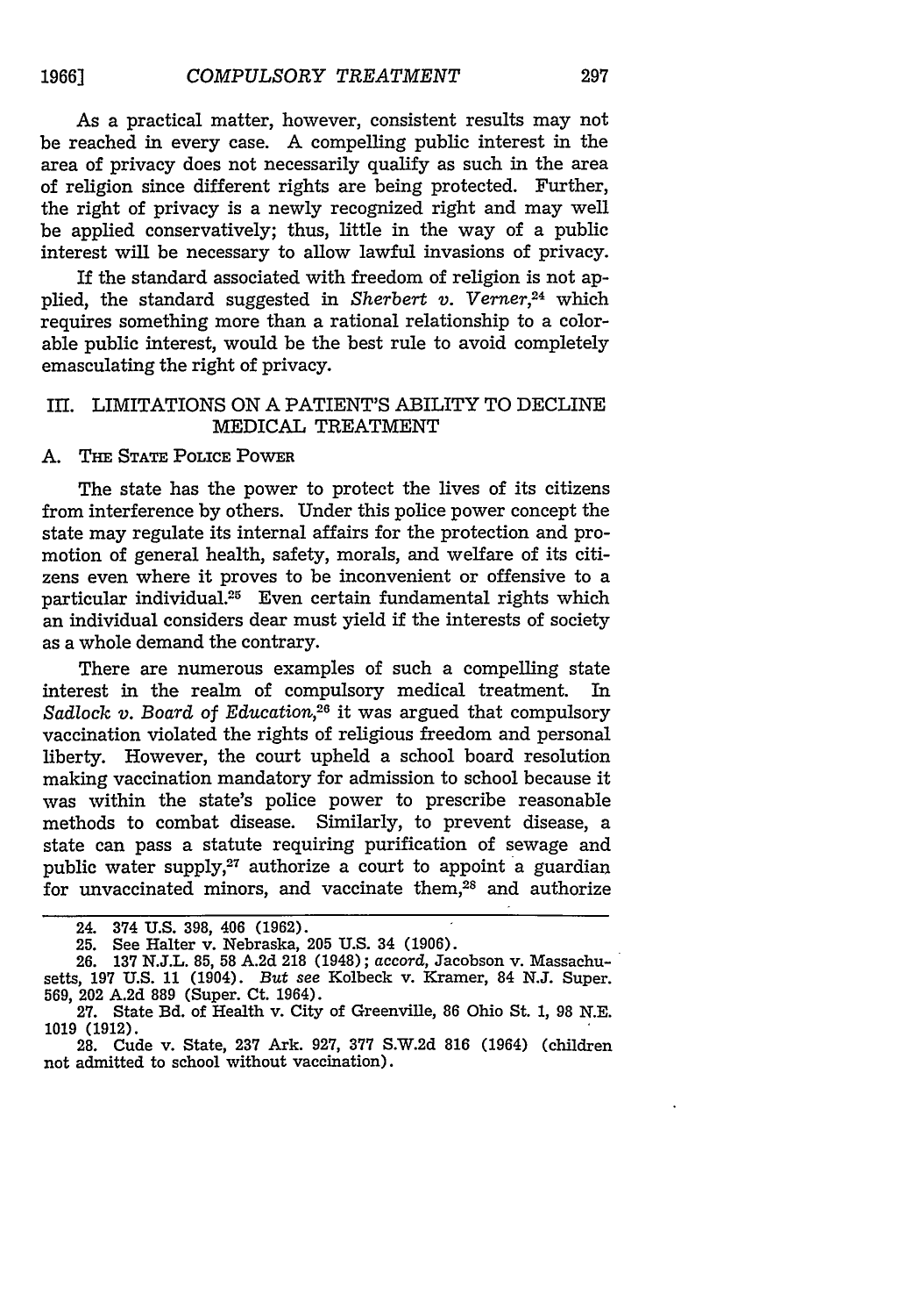As a practical matter, however, consistent results may not be reached in every case. A compelling public interest in the area of privacy does not necessarily qualify as such in the area of religion since different rights are being protected. Further, the right of privacy is a newly recognized right and may well be applied conservatively; thus, little in the way of a public interest will be necessary to allow lawful invasions of privacy.

If the standard associated with freedom of religion is not applied, the standard suggested in *Sherbert v. Verner*,[24] which requires something more than a rational relationship to a colorable public interest, would be the best rule to avoid completely emasculating the right of privacy.

## III. LIMITATIONS ON A PATIENT'S ABILITY TO DECLINE MEDICAL TREATMENT

### A. The State Police Power

The state has the power to protect the lives of its citizens from interference by others. Under this police power concept the state may regulate its internal affairs for the protection and promotion of general health, safety, morals, and welfare of its citizens even where it proves to be inconvenient or offensive to a particular individual.[25] Even certain fundamental rights which an individual considers dear must yield if the interests of society as a whole demand the contrary.

There are numerous examples of such a compelling state interest in the realm of compulsory medical treatment. In *Sadlock v. Board of Education*,[26] it was argued that compulsory vaccination violated the rights of religious freedom and personal liberty. However, the court upheld a school board resolution making vaccination mandatory for admission to school because it was within the state's police power to prescribe reasonable methods to combat disease. Similarly, to prevent disease, a state can pass a statute requiring purification of sewage and public water supply,[27] authorize a court to appoint a guardian for unvaccinated minors, and vaccinate them,[28] and authorize

---

24. 374 U.S. 398, 406 (1962).

25. See Halter v. Nebraska, 205 U.S. 34 (1906).

26. 137 N.J.L. 85, 58 A.2d 218 (1948); *accord*, Jacobson v. Massachusetts, 197 U.S. 11 (1904). *But see* Kolbeck v. Kramer, 84 N.J. Super. 569, 202 A.2d 889 (Super. Ct. 1964).

27. State Bd. of Health v. City of Greenville, 86 Ohio St. 1, 98 N.E. 1019 (1912).

28. Cude v. State, 237 Ark. 927, 377 S.W.2d 816 (1964) (children not admitted to school without vaccination).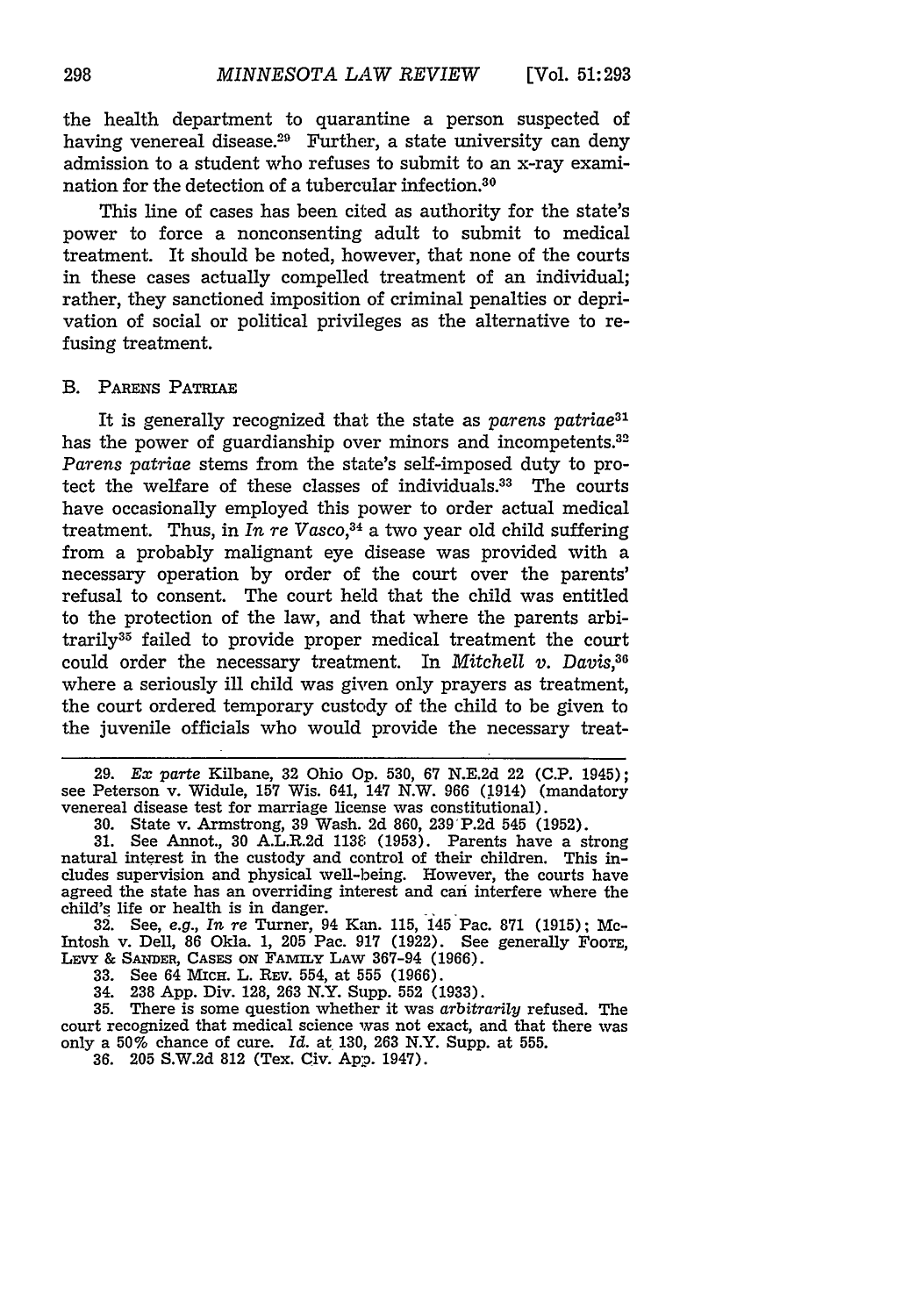the health department to quarantine a person suspected of having venereal disease.[29] Further, a state university can deny admission to a student who refuses to submit to an x-ray examination for the detection of a tubercular infection.[30]

This line of cases has been cited as authority for the state's power to force a nonconsenting adult to submit to medical treatment. It should be noted, however, that none of the courts in these cases actually compelled treatment of an individual; rather, they sanctioned imposition of criminal penalties or deprivation of social or political privileges as the alternative to refusing treatment.

### B. Parens Patriae

It is generally recognized that the state as *parens patriae*[31] has the power of guardianship over minors and incompetents.[32] *Parens patriae* stems from the state's self-imposed duty to protect the welfare of these classes of individuals.[33] The courts have occasionally employed this power to order actual medical treatment. Thus, in *In re Vasco*,[34] a two year old child suffering from a probably malignant eye disease was provided with a necessary operation by order of the court over the parents' refusal to consent. The court held that the child was entitled to the protection of the law, and that where the parents arbitrarily[35] failed to provide proper medical treatment the court could order the necessary treatment. In *Mitchell v. Davis*,[36] where a seriously ill child was given only prayers as treatment, the court ordered temporary custody of the child to be given to the juvenile officials who would provide the necessary treat-

---

29. *Ex parte* Kilbane, 32 Ohio Op. 530, 67 N.E.2d 22 (C.P. 1945); see Peterson v. Widule, 157 Wis. 641, 147 N.W. 966 (1914) (mandatory venereal disease test for marriage license was constitutional).

30. State v. Armstrong, 39 Wash. 2d 860, 239 P.2d 545 (1952).

31. See Annot., 30 A.L.R.2d 1138 (1953). Parents have a strong natural interest in the custody and control of their children. This includes supervision and physical well-being. However, the courts have agreed the state has an overriding interest and can interfere where the child's life or health is in danger.

32. See, *e.g., In re* Turner, 94 Kan. 115, 145 Pac. 871 (1915); McIntosh v. Dell, 86 Okla. 1, 205 Pac. 917 (1922). See generally Foote, Levy & Sander, Cases on Family Law 367-94 (1966).

33. See 64 Mich. L. Rev. 554, at 555 (1966).

34. 238 App. Div. 128, 263 N.Y. Supp. 552 (1933).

35. There is some question whether it was *arbitrarily* refused. The court recognized that medical science was not exact, and that there was only a 50% chance of cure. *Id.* at 130, 263 N.Y. Supp. at 555.

36. 205 S.W.2d 812 (Tex. Civ. App. 1947).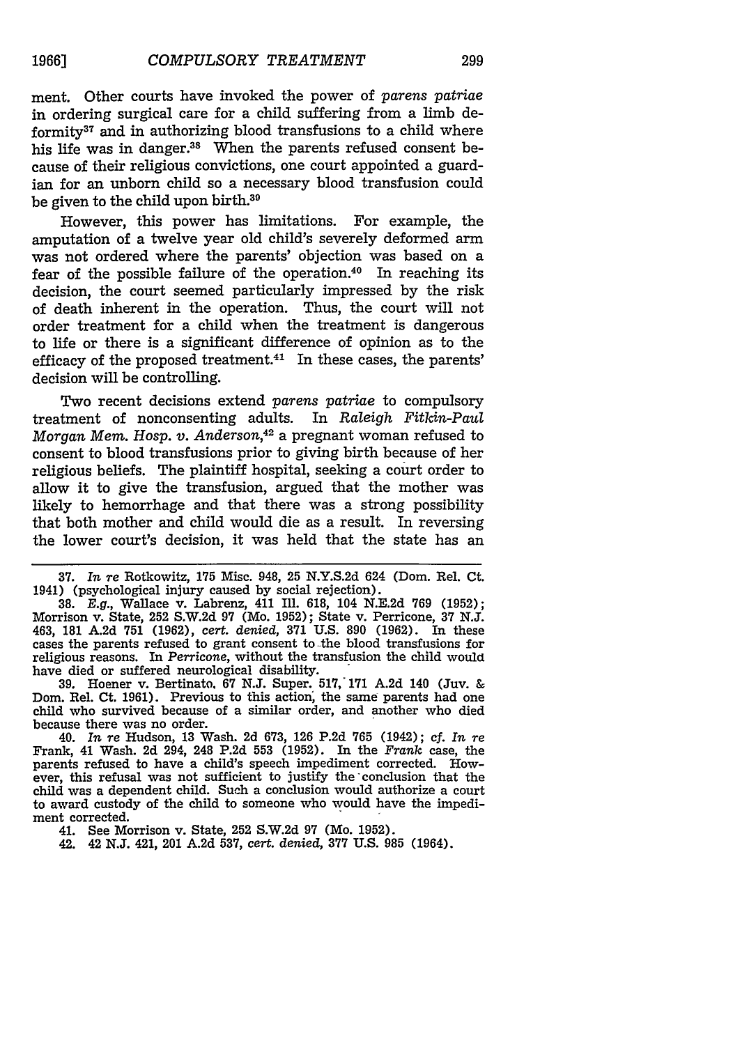ment. Other courts have invoked the power of *parens patriae* in ordering surgical care for a child suffering from a limb deformity[37] and in authorizing blood transfusions to a child where his life was in danger.[38] When the parents refused consent because of their religious convictions, one court appointed a guardian for an unborn child so a necessary blood transfusion could be given to the child upon birth.[39]

However, this power has limitations. For example, the amputation of a twelve year old child's severely deformed arm was not ordered where the parents' objection was based on a fear of the possible failure of the operation.[40] In reaching its decision, the court seemed particularly impressed by the risk of death inherent in the operation. Thus, the court will not order treatment for a child when the treatment is dangerous to life or there is a significant difference of opinion as to the efficacy of the proposed treatment.[41] In these cases, the parents' decision will be controlling.

Two recent decisions extend *parens patriae* to compulsory treatment of nonconsenting adults. In *Raleigh Fitkin-Paul Morgan Mem. Hosp. v. Anderson*,[42] a pregnant woman refused to consent to blood transfusions prior to giving birth because of her religious beliefs. The plaintiff hospital, seeking a court order to allow it to give the transfusion, argued that the mother was likely to hemorrhage and that there was a strong possibility that both mother and child would die as a result. In reversing the lower court's decision, it was held that the state has an

---

37. *In re* Rotkowitz, 175 Misc. 948, 25 N.Y.S.2d 624 (Dom. Rel. Ct. 1941) (psychological injury caused by social rejection).

38. *E.g.*, Wallace v. Labrenz, 411 Ill. 618, 104 N.E.2d 769 (1952); Morrison v. State, 252 S.W.2d 97 (Mo. 1952); State v. Perricone, 37 N.J. 463, 181 A.2d 751 (1962), *cert. denied*, 371 U.S. 890 (1962). In these cases the parents refused to grant consent to the blood transfusions for religious reasons. In *Perricone*, without the transfusion the child would have died or suffered neurological disability.

39. Hoener v. Bertinato, 67 N.J. Super. 517, 171 A.2d 140 (Juv. & Dom. Rel. Ct. 1961). Previous to this action, the same parents had one child who survived because of a similar order, and another who died because there was no order.

40. *In re* Hudson, 13 Wash. 2d 673, 126 P.2d 765 (1942); *cf. In re* Frank, 41 Wash. 2d 294, 248 P.2d 553 (1952). In the *Frank* case, the parents refused to have a child's speech impediment corrected. However, this refusal was not sufficient to justify the conclusion that the child was a dependent child. Such a conclusion would authorize a court to award custody of the child to someone who would have the impediment corrected.

41. See Morrison v. State, 252 S.W.2d 97 (Mo. 1952).

42. 42 N.J. 421, 201 A.2d 537, *cert. denied*, 377 U.S. 985 (1964).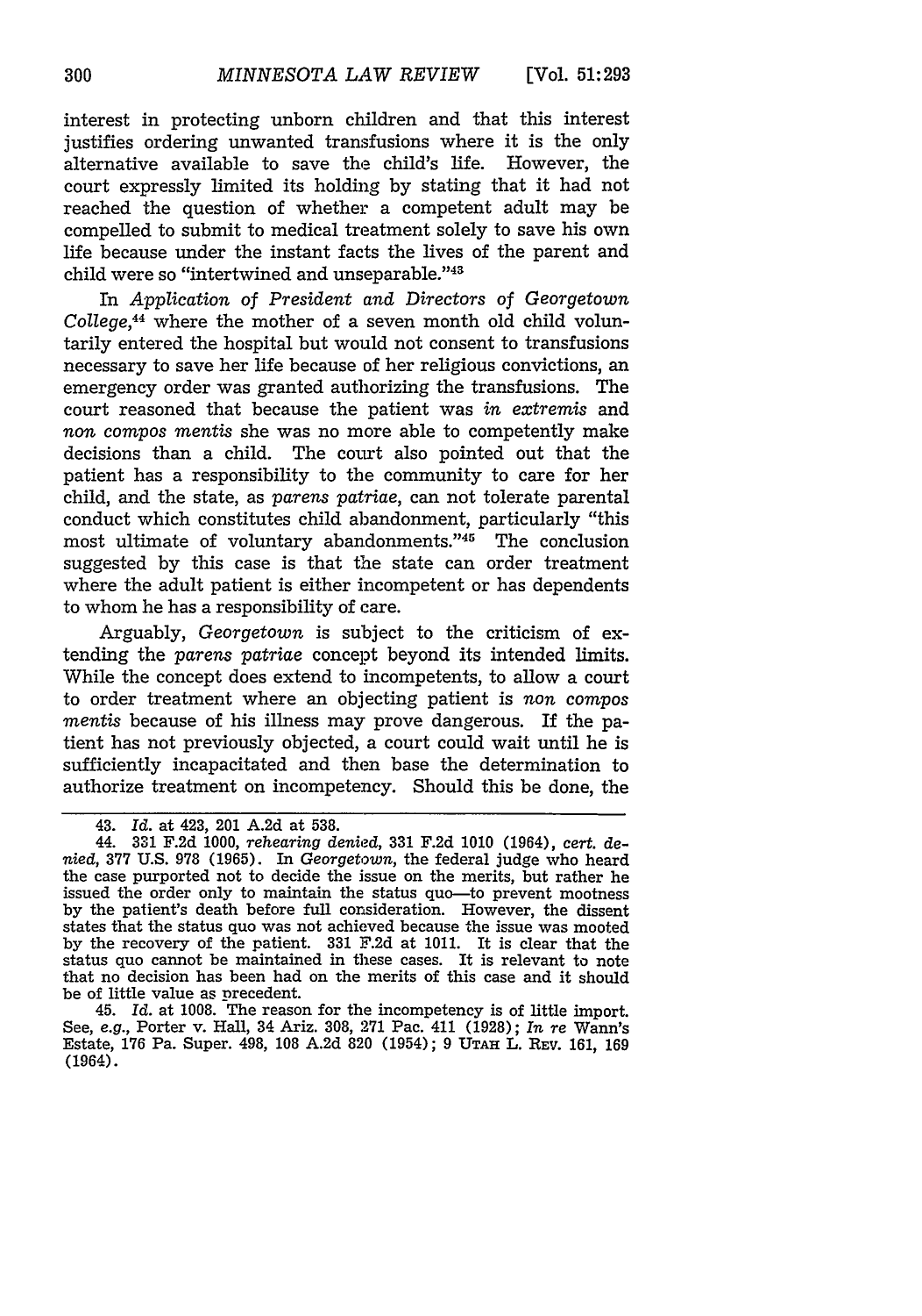interest in protecting unborn children and that this interest justifies ordering unwanted transfusions where it is the only alternative available to save the child's life. However, the court expressly limited its holding by stating that it had not reached the question of whether a competent adult may be compelled to submit to medical treatment solely to save his own life because under the instant facts the lives of the parent and child were so "intertwined and unseparable."[43]

In *Application of President and Directors of Georgetown College*,[44] where the mother of a seven month old child voluntarily entered the hospital but would not consent to transfusions necessary to save her life because of her religious convictions, an emergency order was granted authorizing the transfusions. The court reasoned that because the patient was *in extremis* and *non compos mentis* she was no more able to competently make decisions than a child. The court also pointed out that the patient has a responsibility to the community to care for her child, and the state, as *parens patriae*, can not tolerate parental conduct which constitutes child abandonment, particularly "this most ultimate of voluntary abandonments."[45] The conclusion suggested by this case is that the state can order treatment where the adult patient is either incompetent or has dependents to whom he has a responsibility of care.

Arguably, *Georgetown* is subject to the criticism of extending the *parens patriae* concept beyond its intended limits. While the concept does extend to incompetents, to allow a court to order treatment where an objecting patient is *non compos mentis* because of his illness may prove dangerous. If the patient has not previously objected, a court could wait until he is sufficiently incapacitated and then base the determination to authorize treatment on incompetency. Should this be done, the

---

43. *Id.* at 423, 201 A.2d at 538.

44. 331 F.2d 1000, *rehearing denied*, 331 F.2d 1010 (1964), *cert. denied*, 377 U.S. 978 (1965). In *Georgetown*, the federal judge who heard the case purported not to decide the issue on the merits, but rather he issued the order only to maintain the status quo—to prevent mootness by the patient's death before full consideration. However, the dissent states that the status quo was not achieved because the issue was mooted by the recovery of the patient. 331 F.2d at 1011. It is clear that the status quo cannot be maintained in these cases. It is relevant to note that no decision has been had on the merits of this case and it should be of little value as precedent.

45. *Id.* at 1008. The reason for the incompetency is of little import. See, *e.g.*, Porter v. Hall, 34 Ariz. 308, 271 Pac. 411 (1928); *In re* Wann's Estate, 176 Pa. Super. 498, 108 A.2d 820 (1954); 9 UTAH L. REV. 161, 169 (1964).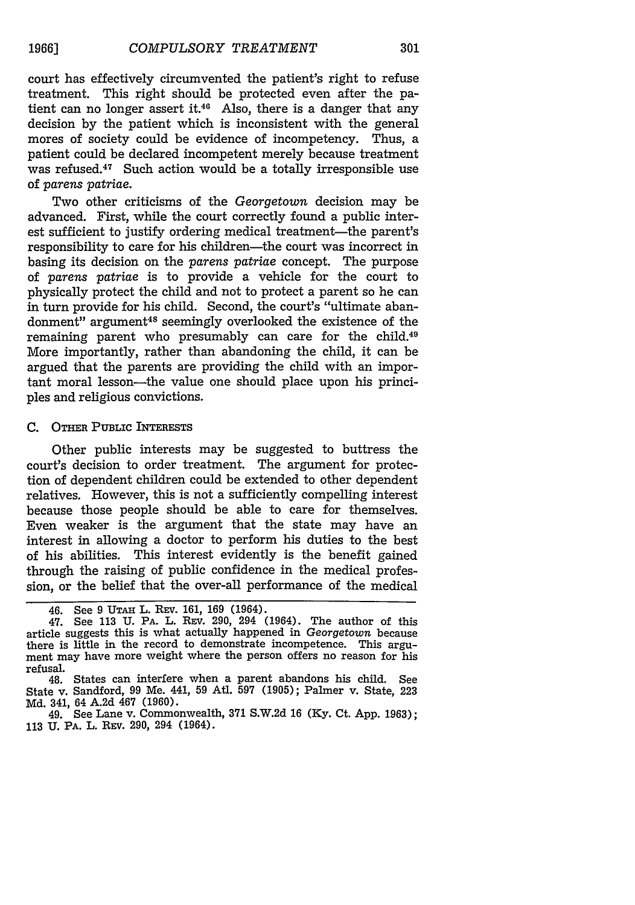court has effectively circumvented the patient's right to refuse treatment. This right should be protected even after the patient can no longer assert it.[46] Also, there is a danger that any decision by the patient which is inconsistent with the general mores of society could be evidence of incompetency. Thus, a patient could be declared incompetent merely because treatment was refused.[47] Such action would be a totally irresponsible use of *parens patriae.*

Two other criticisms of the *Georgetown* decision may be advanced. First, while the court correctly found a public interest sufficient to justify ordering medical treatment—the parent's responsibility to care for his children—the court was incorrect in basing its decision on the *parens patriae* concept. The purpose of *parens patriae* is to provide a vehicle for the court to physically protect the child and not to protect a parent so he can in turn provide for his child. Second, the court's "ultimate abandonment" argument[48] seemingly overlooked the existence of the remaining parent who presumably can care for the child.[49] More importantly, rather than abandoning the child, it can be argued that the parents are providing the child with an important moral lesson—the value one should place upon his principles and religious convictions.

### C. Other Public Interests

Other public interests may be suggested to buttress the court's decision to order treatment. The argument for protection of dependent children could be extended to other dependent relatives. However, this is not a sufficiently compelling interest because those people should be able to care for themselves. Even weaker is the argument that the state may have an interest in allowing a doctor to perform his duties to the best of his abilities. This interest evidently is the benefit gained through the raising of public confidence in the medical profession, or the belief that the over-all performance of the medical

---

46. See 9 Utah L. Rev. 161, 169 (1964).

47. See 113 U. Pa. L. Rev. 290, 294 (1964). The author of this article suggests this is what actually happened in *Georgetown* because there is little in the record to demonstrate incompetence. This argument may have more weight where the person offers no reason for his refusal.

48. States can interfere when a parent abandons his child. See State v. Sandford, 99 Me. 441, 59 Atl. 597 (1905); Palmer v. State, 223 Md. 341, 64 A.2d 467 (1960).

49. See Lane v. Commonwealth, 371 S.W.2d 16 (Ky. Ct. App. 1963); 113 U. Pa. L. Rev. 290, 294 (1964).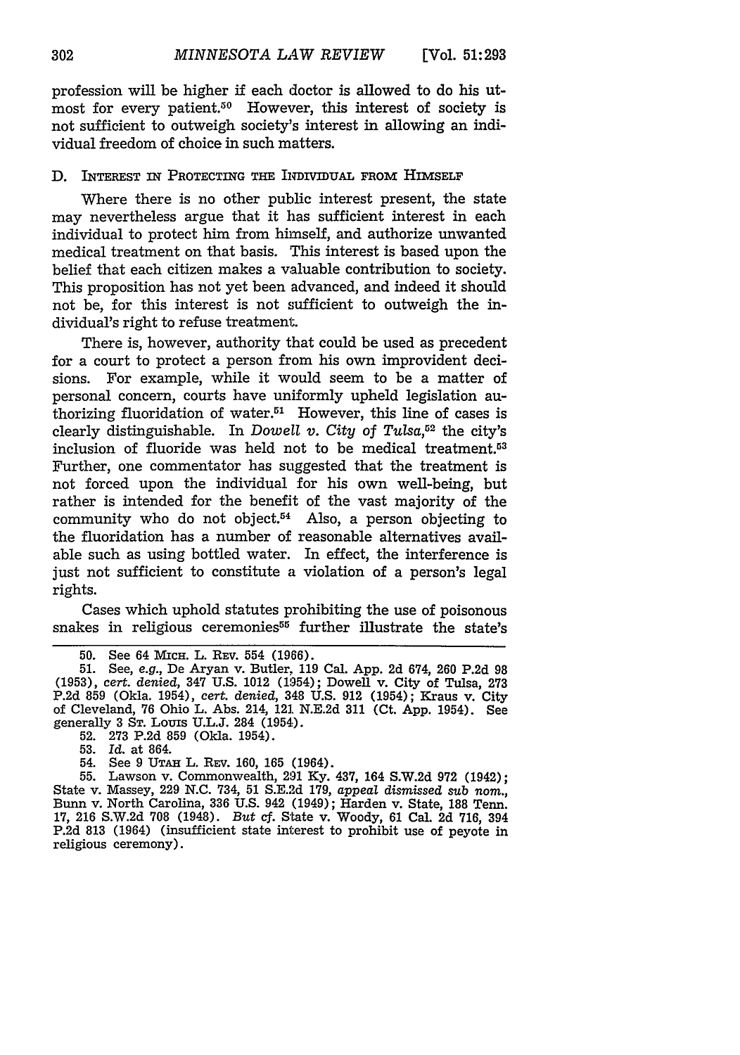profession will be higher if each doctor is allowed to do his utmost for every patient.[50] However, this interest of society is not sufficient to outweigh society's interest in allowing an individual freedom of choice in such matters.

### D. Interest in Protecting the Individual from Himself

Where there is no other public interest present, the state may nevertheless argue that it has sufficient interest in each individual to protect him from himself, and authorize unwanted medical treatment on that basis. This interest is based upon the belief that each citizen makes a valuable contribution to society. This proposition has not yet been advanced, and indeed it should not be, for this interest is not sufficient to outweigh the individual's right to refuse treatment.

There is, however, authority that could be used as precedent for a court to protect a person from his own improvident decisions. For example, while it would seem to be a matter of personal concern, courts have uniformly upheld legislation authorizing fluoridation of water.[51] However, this line of cases is clearly distinguishable. In *Dowell v. City of Tulsa*,[52] the city's inclusion of fluoride was held not to be medical treatment.[53] Further, one commentator has suggested that the treatment is not forced upon the individual for his own well-being, but rather is intended for the benefit of the vast majority of the community who do not object.[54] Also, a person objecting to the fluoridation has a number of reasonable alternatives available such as using bottled water. In effect, the interference is just not sufficient to constitute a violation of a person's legal rights.

Cases which uphold statutes prohibiting the use of poisonous snakes in religious ceremonies[55] further illustrate the state's

---

50. See 64 MICH. L. REV. 554 (1966).

51. See, *e.g.*, De Aryan v. Butler, 119 Cal. App. 2d 674, 260 P.2d 98 (1953), *cert. denied*, 347 U.S. 1012 (1954); Dowell v. City of Tulsa, 273 P.2d 859 (Okla. 1954), *cert. denied*, 348 U.S. 912 (1954); Kraus v. City of Cleveland, 76 Ohio L. Abs. 214, 121 N.E.2d 311 (Ct. App. 1954). See generally 3 ST. LOUIS U.L.J. 284 (1954).

52. 273 P.2d 859 (Okla. 1954).

53. *Id.* at 864.

54. See 9 UTAH L. REV. 160, 165 (1964).

55. Lawson v. Commonwealth, 291 Ky. 437, 164 S.W.2d 972 (1942); State v. Massey, 229 N.C. 734, 51 S.E.2d 179, *appeal dismissed sub nom.*, Bunn v. North Carolina, 336 U.S. 942 (1949); Harden v. State, 188 Tenn. 17, 216 S.W.2d 708 (1948). *But cf.* State v. Woody, 61 Cal. 2d 716, 394 P.2d 813 (1964) (insufficient state interest to prohibit use of peyote in religious ceremony).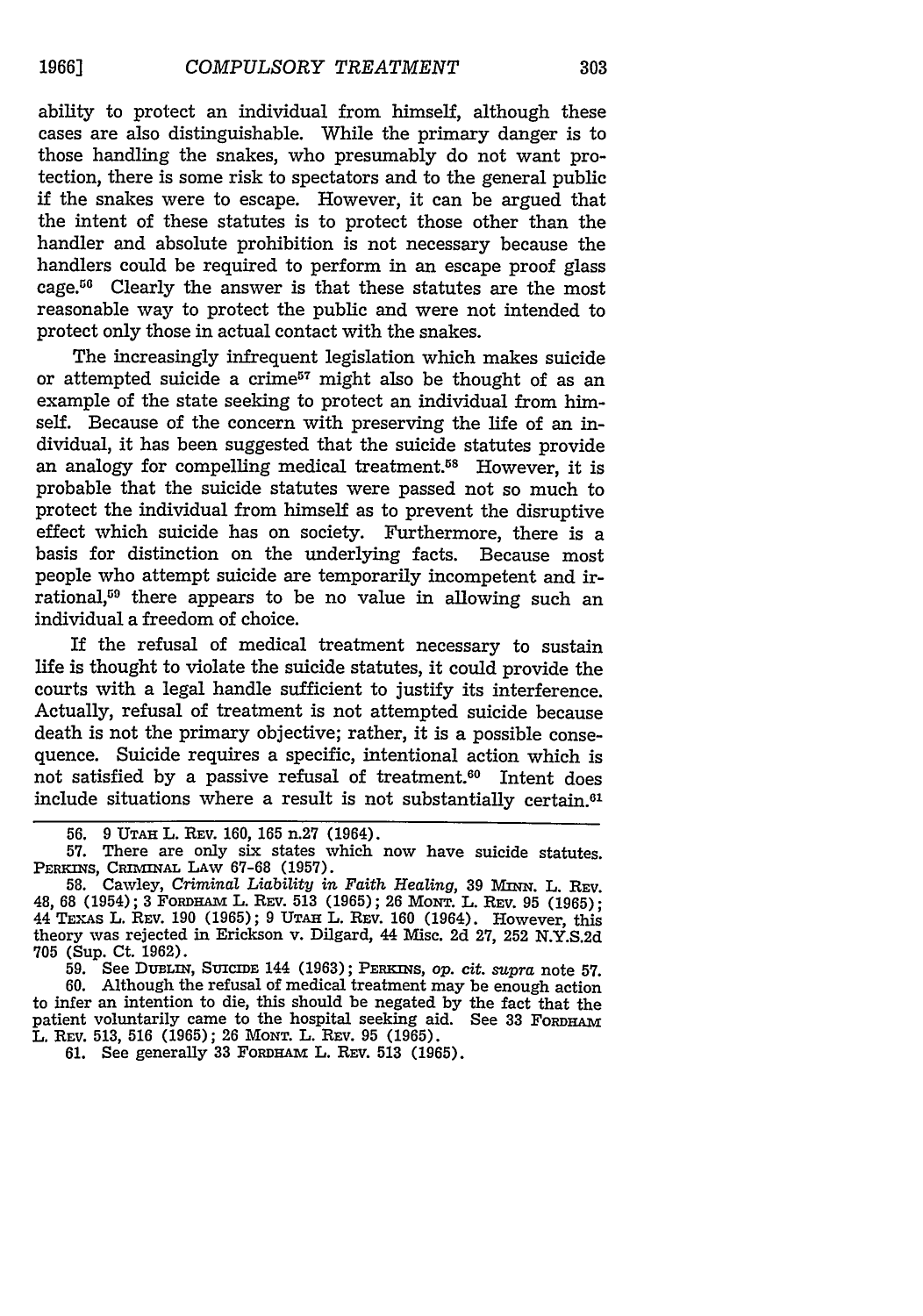ability to protect an individual from himself, although these cases are also distinguishable. While the primary danger is to those handling the snakes, who presumably do not want protection, there is some risk to spectators and to the general public if the snakes were to escape. However, it can be argued that the intent of these statutes is to protect those other than the handler and absolute prohibition is not necessary because the handlers could be required to perform in an escape proof glass cage.[56] Clearly the answer is that these statutes are the most reasonable way to protect the public and were not intended to protect only those in actual contact with the snakes.

The increasingly infrequent legislation which makes suicide or attempted suicide a crime[57] might also be thought of as an example of the state seeking to protect an individual from himself. Because of the concern with preserving the life of an individual, it has been suggested that the suicide statutes provide an analogy for compelling medical treatment.[58] However, it is probable that the suicide statutes were passed not so much to protect the individual from himself as to prevent the disruptive effect which suicide has on society. Furthermore, there is a basis for distinction on the underlying facts. Because most people who attempt suicide are temporarily incompetent and irrational,[59] there appears to be no value in allowing such an individual a freedom of choice.

If the refusal of medical treatment necessary to sustain life is thought to violate the suicide statutes, it could provide the courts with a legal handle sufficient to justify its interference. Actually, refusal of treatment is not attempted suicide because death is not the primary objective; rather, it is a possible consequence. Suicide requires a specific, intentional action which is not satisfied by a passive refusal of treatment.[60] Intent does include situations where a result is not substantially certain.[61]

---

56. 9 UTAH L. REV. 160, 165 n.27 (1964).

57. There are only six states which now have suicide statutes. PERKINS, CRIMINAL LAW 67-68 (1957).

58. Cawley, *Criminal Liability in Faith Healing*, 39 MINN. L. REV. 48, 68 (1954); 3 FORDHAM L. REV. 513 (1965); 26 MONT. L. REV. 95 (1965); 44 TEXAS L. REV. 190 (1965); 9 UTAH L. REV. 160 (1964). However, this theory was rejected in Erickson v. Dilgard, 44 Misc. 2d 27, 252 N.Y.S.2d 705 (Sup. Ct. 1962).

59. See DUBLIN, SUICIDE 144 (1963); PERKINS, *op. cit. supra* note 57.

60. Although the refusal of medical treatment may be enough action to infer an intention to die, this should be negated by the fact that the patient voluntarily came to the hospital seeking aid. See 33 FORDHAM L. REV. 513, 516 (1965); 26 MONT. L. REV. 95 (1965).

61. See generally 33 FORDHAM L. REV. 513 (1965).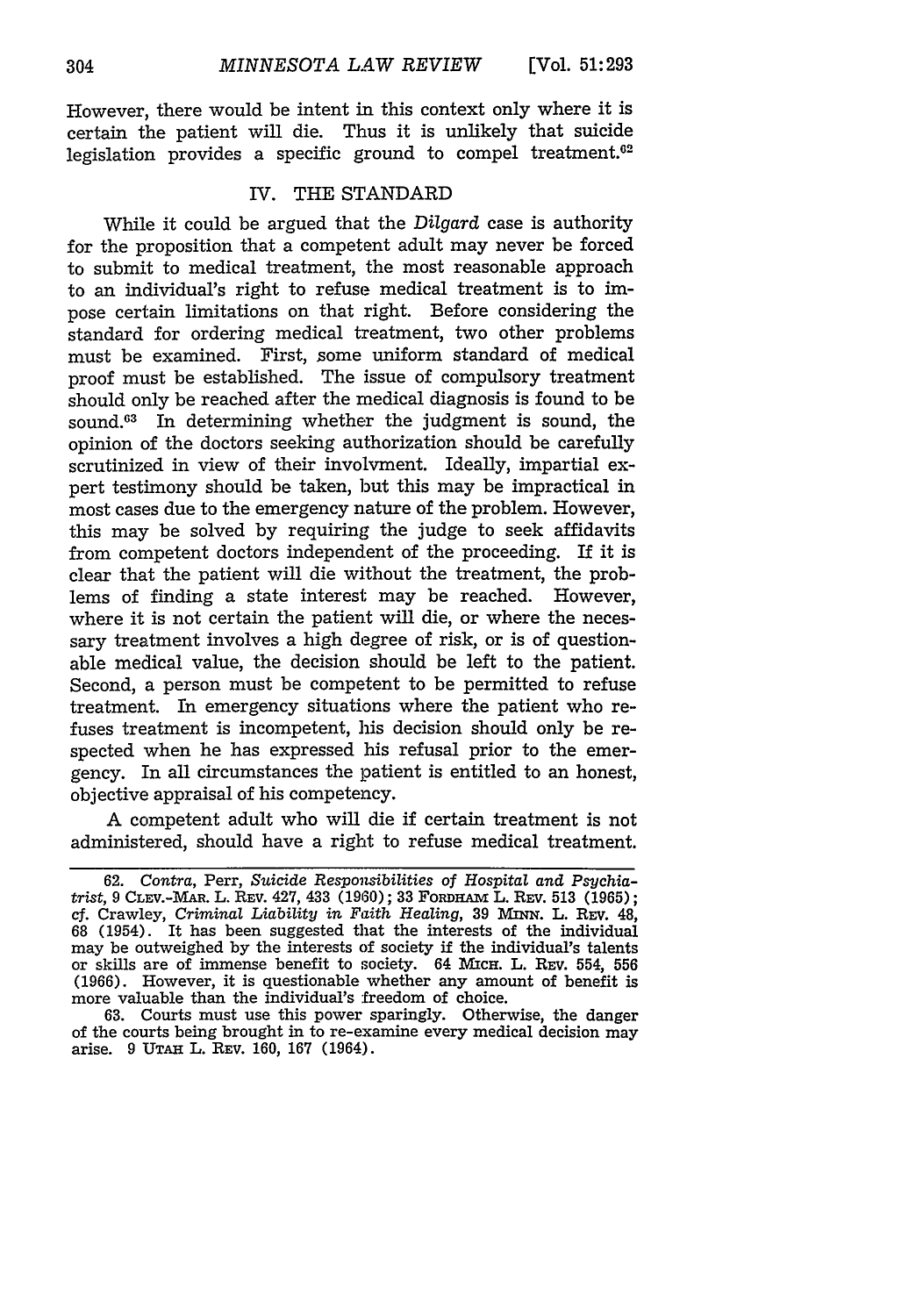However, there would be intent in this context only where it is certain the patient will die. Thus it is unlikely that suicide legislation provides a specific ground to compel treatment.[62]

## IV. THE STANDARD

While it could be argued that the *Dilgard* case is authority for the proposition that a competent adult may never be forced to submit to medical treatment, the most reasonable approach to an individual's right to refuse medical treatment is to impose certain limitations on that right. Before considering the standard for ordering medical treatment, two other problems must be examined. First, some uniform standard of medical proof must be established. The issue of compulsory treatment should only be reached after the medical diagnosis is found to be sound.[63] In determining whether the judgment is sound, the opinion of the doctors seeking authorization should be carefully scrutinized in view of their involvment. Ideally, impartial expert testimony should be taken, but this may be impractical in most cases due to the emergency nature of the problem. However, this may be solved by requiring the judge to seek affidavits from competent doctors independent of the proceeding. If it is clear that the patient will die without the treatment, the problems of finding a state interest may be reached. However, where it is not certain the patient will die, or where the necessary treatment involves a high degree of risk, or is of questionable medical value, the decision should be left to the patient. Second, a person must be competent to be permitted to refuse treatment. In emergency situations where the patient who refuses treatment is incompetent, his decision should only be respected when he has expressed his refusal prior to the emergency. In all circumstances the patient is entitled to an honest, objective appraisal of his competency.

A competent adult who will die if certain treatment is not administered, should have a right to refuse medical treatment.

---

62. *Contra*, Perr, *Suicide Responsibilities of Hospital and Psychiatrist*, 9 CLEV.-MAR. L. REV. 427, 433 (1960); 33 FORDHAM L. REV. 513 (1965); *cf.* Crawley, *Criminal Liability in Faith Healing*, 39 MINN. L. REV. 48, 68 (1954). It has been suggested that the interests of the individual may be outweighed by the interests of society if the individual's talents or skills are of immense benefit to society. 64 MICH. L. REV. 554, 556 (1966). However, it is questionable whether any amount of benefit is more valuable than the individual's freedom of choice.

63. Courts must use this power sparingly. Otherwise, the danger of the courts being brought in to re-examine every medical decision may arise. 9 UTAH L. REV. 160, 167 (1964).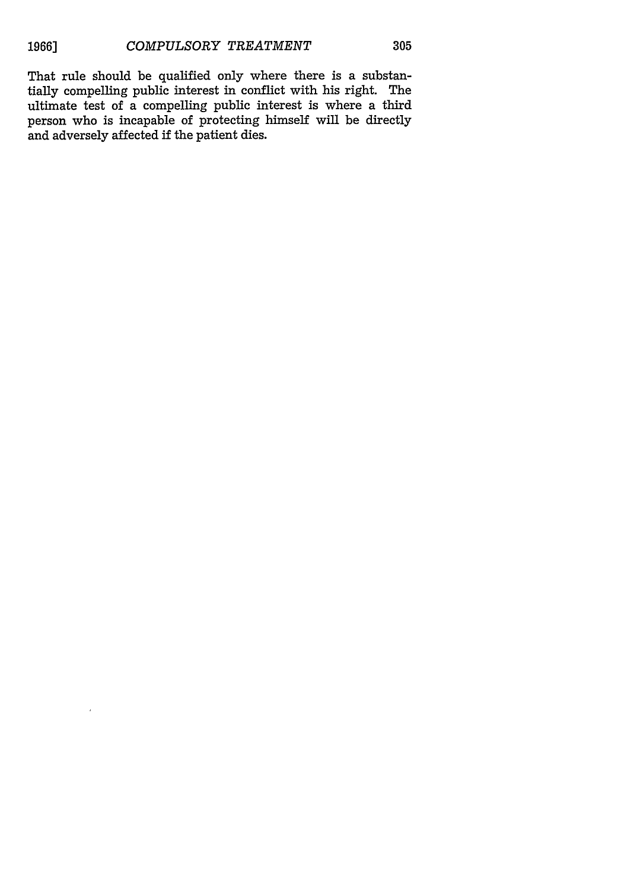That rule should be qualified only where there is a substantially compelling public interest in conflict with his right. The ultimate test of a compelling public interest is where a third person who is incapable of protecting himself will be directly and adversely affected if the patient dies.